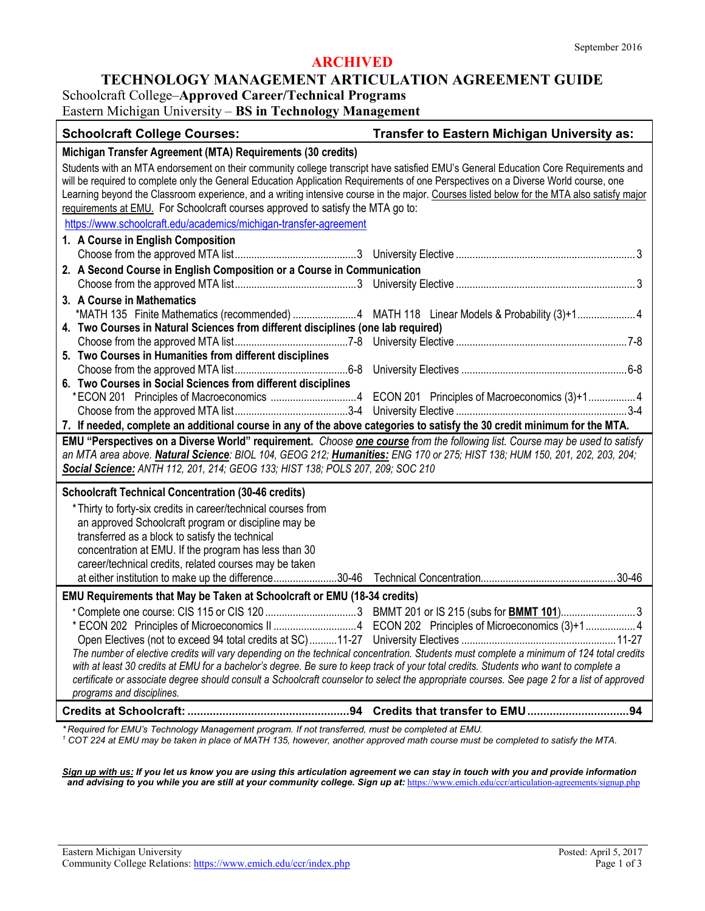September 2016

**ARCHIVED**

# TECHNOLOGY MANAGEMENT ARTICULATION AGREEMENT GUIDE

Schoolcraft College–**Approved Career/Technical Programs**

Eastern Michigan University – **BS in Technology Management**

| Schoolcraft College Courses: | | Transfer to Eastern Michigan University as: | |
|---|---|---|---|
| **Michigan Transfer Agreement (MTA) Requirements (30 credits)** | | | |
| Students with an MTA endorsement on their community college transcript have satisfied EMU's General Education Core Requirements and will be required to complete only the General Education Application Requirements of one Perspectives on a Diverse World course, one Learning beyond the Classroom experience, and a writing intensive course in the major. Courses listed below for the MTA also satisfy major requirements at EMU. For Schoolcraft courses approved to satisfy the MTA go to: https://www.schoolcraft.edu/academics/michigan-transfer-agreement | | | |
| **1. A Course in English Composition** | | | |
| Choose from the approved MTA list | 3 | University Elective | 3 |
| **2. A Second Course in English Composition or a Course in Communication** | | | |
| Choose from the approved MTA list | 3 | University Elective | 3 |
| **3. A Course in Mathematics** | | | |
| *MATH 135 Finite Mathematics (recommended) | 4 | MATH 118 Linear Models & Probability (3)+1 | 4 |
| **4. Two Courses in Natural Sciences from different disciplines (one lab required)** | | | |
| Choose from the approved MTA list | 7-8 | University Elective | 7-8 |
| **5. Two Courses in Humanities from different disciplines** | | | |
| Choose from the approved MTA list | 6-8 | University Electives | 6-8 |
| **6. Two Courses in Social Sciences from different disciplines** | | | |
| *ECON 201 Principles of Macroeconomics | 4 | ECON 201 Principles of Macroeconomics (3)+1 | 4 |
| Choose from the approved MTA list | 3-4 | University Elective | 3-4 |
| **7. If needed, complete an additional course in any of the above categories to satisfy the 30 credit minimum for the MTA.** | | | |
| **EMU "Perspectives on a Diverse World" requirement.** *Choose **one course** from the following list. Course may be used to satisfy an MTA area above. **Natural Science**: BIOL 104, GEOG 212; **Humanities:** ENG 170 or 275; HIST 138; HUM 150, 201, 202, 203, 204; **Social Science:** ANTH 112, 201, 214; GEOG 133; HIST 138; POLS 207, 209; SOC 210* | | | |
| **Schoolcraft Technical Concentration (30-46 credits)** | | | |
| *Thirty to forty-six credits in career/technical courses from an approved Schoolcraft program or discipline may be transferred as a block to satisfy the technical concentration at EMU. If the program has less than 30 career/technical credits, related courses may be taken at either institution to make up the difference | 30-46 | Technical Concentration | 30-46 |
| **EMU Requirements that May be Taken at Schoolcraft or EMU (18-34 credits)** | | | |
| *Complete one course: CIS 115 or CIS 120 | 3 | BMMT 201 or IS 215 (subs for **BMMT 101**) | 3 |
| * ECON 202 Principles of Microeconomics II | 4 | ECON 202 Principles of Microeconomics (3)+1 | 4 |
| Open Electives (not to exceed 94 total credits at SC) | 11-27 | University Electives | 11-27 |
| *The number of elective credits will vary depending on the technical concentration. Students must complete a minimum of 124 total credits with at least 30 credits at EMU for a bachelor's degree. Be sure to keep track of your total credits. Students who want to complete a certificate or associate degree should consult a Schoolcraft counselor to select the appropriate courses. See page 2 for a list of approved programs and disciplines.* | | | |
| **Credits at Schoolcraft:** | **94** | **Credits that transfer to EMU** | **94** |

*\*Required for EMU's Technology Management program. If not transferred, must be completed at EMU.*

*[1] COT 224 at EMU may be taken in place of MATH 135, however, another approved math course must be completed to satisfy the MTA.*

***Sign up with us:** If you let us know you are using this articulation agreement we can stay in touch with you and provide information and advising to you while you are still at your community college. Sign up at:* https://www.emich.edu/ccr/articulation-agreements/signup.php

Eastern Michigan University
Community College Relations: https://www.emich.edu/ccr/index.php

Posted: April 5, 2017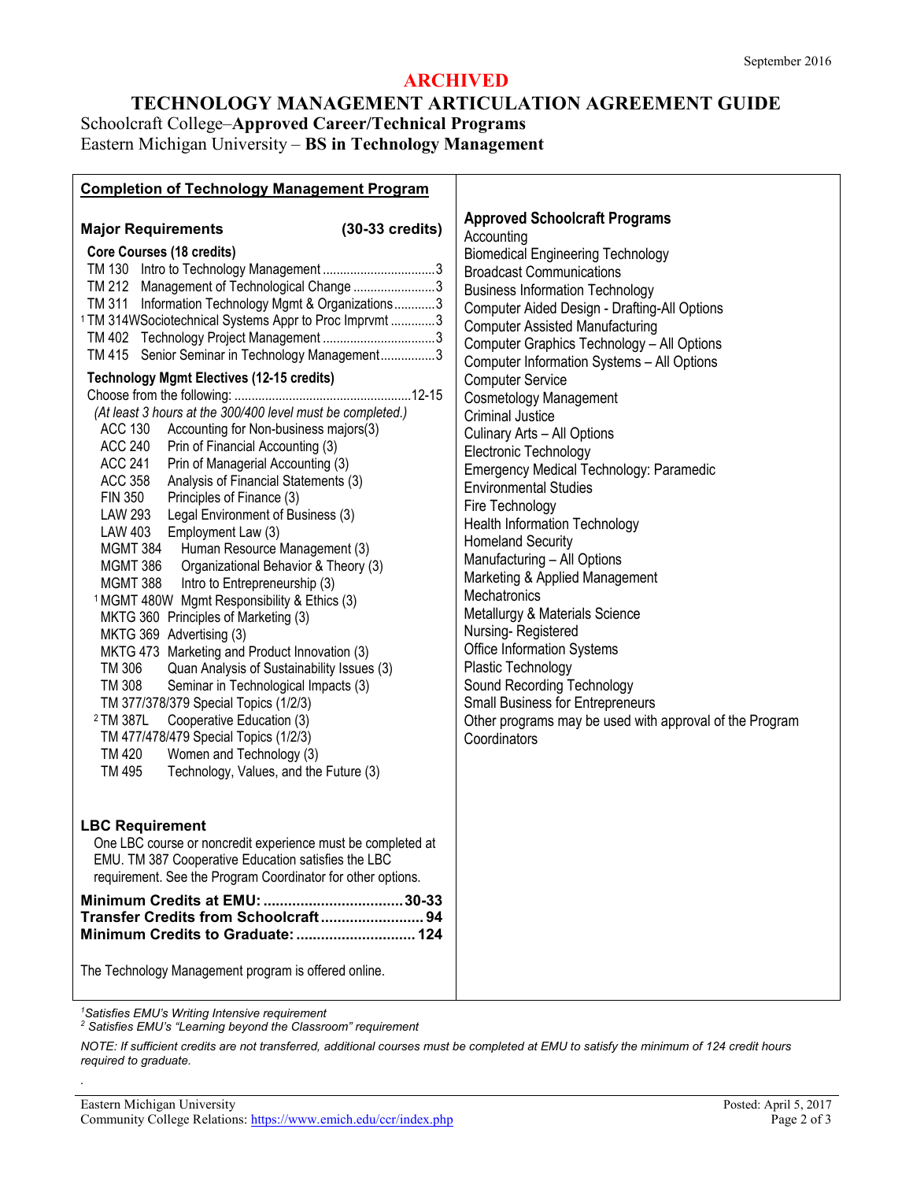September 2016

# ARCHIVED

# TECHNOLOGY MANAGEMENT ARTICULATION AGREEMENT GUIDE

Schoolcraft College–**Approved Career/Technical Programs**
Eastern Michigan University – **BS in Technology Management**

## Completion of Technology Management Program

### Major Requirements (30-33 credits)

**Core Courses (18 credits)**

| Course | Title | Credits |
|---|---|---|
| TM 130 | Intro to Technology Management | 3 |
| TM 212 | Management of Technological Change | 3 |
| TM 311 | Information Technology Mgmt & Organizations | 3 |
| [1] TM 314W | Sociotechnical Systems Appr to Proc Imprvmt | 3 |
| TM 402 | Technology Project Management | 3 |
| TM 415 | Senior Seminar in Technology Management | 3 |

**Technology Mgmt Electives (12-15 credits)**

Choose from the following: ....12-15

*(At least 3 hours at the 300/400 level must be completed.)*

- ACC 130 Accounting for Non-business majors(3)
- ACC 240 Prin of Financial Accounting (3)
- ACC 241 Prin of Managerial Accounting (3)
- ACC 358 Analysis of Financial Statements (3)
- FIN 350 Principles of Finance (3)
- LAW 293 Legal Environment of Business (3)
- LAW 403 Employment Law (3)
- MGMT 384 Human Resource Management (3)
- MGMT 386 Organizational Behavior & Theory (3)
- MGMT 388 Intro to Entrepreneurship (3)
- [1] MGMT 480W Mgmt Responsibility & Ethics (3)
- MKTG 360 Principles of Marketing (3)
- MKTG 369 Advertising (3)
- MKTG 473 Marketing and Product Innovation (3)
- TM 306 Quan Analysis of Sustainability Issues (3)
- TM 308 Seminar in Technological Impacts (3)
- TM 377/378/379 Special Topics (1/2/3)
- [2] TM 387L Cooperative Education (3)
- TM 477/478/479 Special Topics (1/2/3)
- TM 420 Women and Technology (3)
- TM 495 Technology, Values, and the Future (3)

### LBC Requirement

One LBC course or noncredit experience must be completed at EMU. TM 387 Cooperative Education satisfies the LBC requirement. See the Program Coordinator for other options.

**Minimum Credits at EMU: ....30-33**
**Transfer Credits from Schoolcraft ....94**
**Minimum Credits to Graduate: ....124**

The Technology Management program is offered online.

### Approved Schoolcraft Programs

- Accounting
- Biomedical Engineering Technology
- Broadcast Communications
- Business Information Technology
- Computer Aided Design - Drafting-All Options
- Computer Assisted Manufacturing
- Computer Graphics Technology – All Options
- Computer Information Systems – All Options
- Computer Service
- Cosmetology Management
- Criminal Justice
- Culinary Arts – All Options
- Electronic Technology
- Emergency Medical Technology: Paramedic
- Environmental Studies
- Fire Technology
- Health Information Technology
- Homeland Security
- Manufacturing – All Options
- Marketing & Applied Management
- Mechatronics
- Metallurgy & Materials Science
- Nursing- Registered
- Office Information Systems
- Plastic Technology
- Sound Recording Technology
- Small Business for Entrepreneurs
- Other programs may be used with approval of the Program Coordinators

*[1] Satisfies EMU's Writing Intensive requirement*
*[2] Satisfies EMU's "Learning beyond the Classroom" requirement*

*NOTE: If sufficient credits are not transferred, additional courses must be completed at EMU to satisfy the minimum of 124 credit hours required to graduate.*

Eastern Michigan University
Community College Relations: https://www.emich.edu/ccr/index.php

Posted: April 5, 2017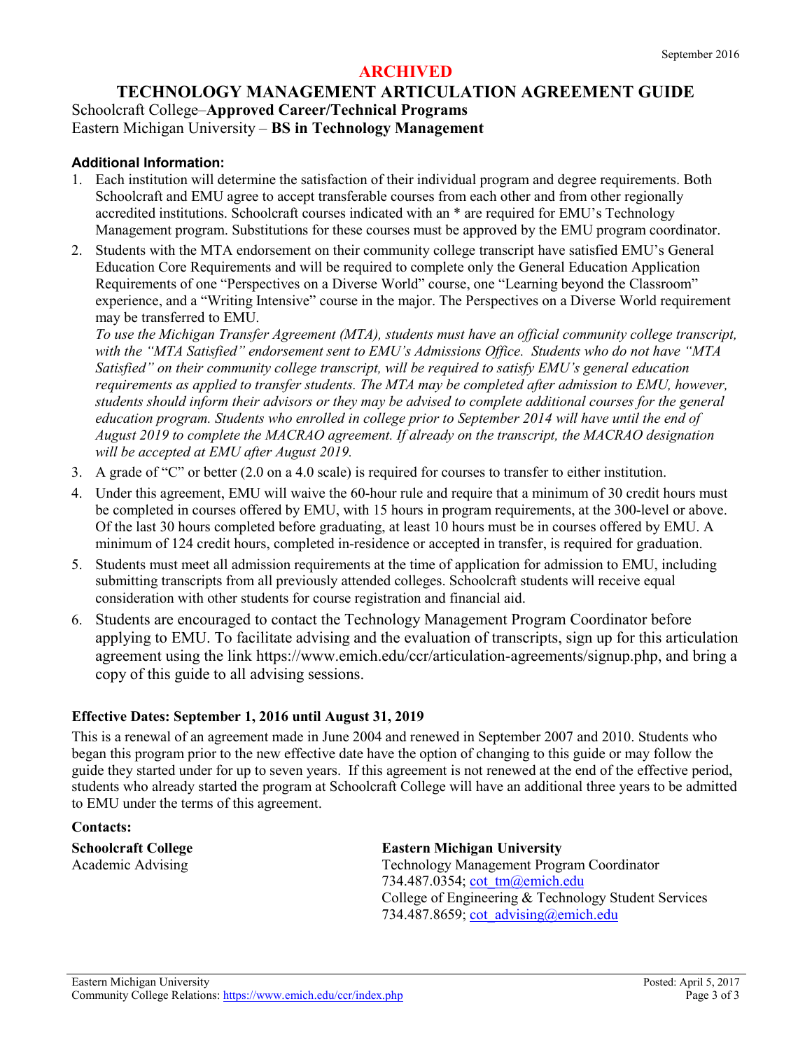September 2016

# ARCHIVED

## TECHNOLOGY MANAGEMENT ARTICULATION AGREEMENT GUIDE

Schoolcraft College–**Approved Career/Technical Programs**
Eastern Michigan University – **BS in Technology Management**

### Additional Information:

1. Each institution will determine the satisfaction of their individual program and degree requirements. Both Schoolcraft and EMU agree to accept transferable courses from each other and from other regionally accredited institutions. Schoolcraft courses indicated with an * are required for EMU's Technology Management program. Substitutions for these courses must be approved by the EMU program coordinator.
2. Students with the MTA endorsement on their community college transcript have satisfied EMU's General Education Core Requirements and will be required to complete only the General Education Application Requirements of one "Perspectives on a Diverse World" course, one "Learning beyond the Classroom" experience, and a "Writing Intensive" course in the major. The Perspectives on a Diverse World requirement may be transferred to EMU.
   *To use the Michigan Transfer Agreement (MTA), students must have an official community college transcript, with the "MTA Satisfied" endorsement sent to EMU's Admissions Office. Students who do not have "MTA Satisfied" on their community college transcript, will be required to satisfy EMU's general education requirements as applied to transfer students. The MTA may be completed after admission to EMU, however, students should inform their advisors or they may be advised to complete additional courses for the general education program. Students who enrolled in college prior to September 2014 will have until the end of August 2019 to complete the MACRAO agreement. If already on the transcript, the MACRAO designation will be accepted at EMU after August 2019.*
3. A grade of "C" or better (2.0 on a 4.0 scale) is required for courses to transfer to either institution.
4. Under this agreement, EMU will waive the 60-hour rule and require that a minimum of 30 credit hours must be completed in courses offered by EMU, with 15 hours in program requirements, at the 300-level or above. Of the last 30 hours completed before graduating, at least 10 hours must be in courses offered by EMU. A minimum of 124 credit hours, completed in-residence or accepted in transfer, is required for graduation.
5. Students must meet all admission requirements at the time of application for admission to EMU, including submitting transcripts from all previously attended colleges. Schoolcraft students will receive equal consideration with other students for course registration and financial aid.
6. Students are encouraged to contact the Technology Management Program Coordinator before applying to EMU. To facilitate advising and the evaluation of transcripts, sign up for this articulation agreement using the link https://www.emich.edu/ccr/articulation-agreements/signup.php, and bring a copy of this guide to all advising sessions.

**Effective Dates: September 1, 2016 until August 31, 2019**

This is a renewal of an agreement made in June 2004 and renewed in September 2007 and 2010. Students who began this program prior to the new effective date have the option of changing to this guide or may follow the guide they started under for up to seven years. If this agreement is not renewed at the end of the effective period, students who already started the program at Schoolcraft College will have an additional three years to be admitted to EMU under the terms of this agreement.

**Contacts:**

**Schoolcraft College**
Academic Advising

**Eastern Michigan University**
Technology Management Program Coordinator
734.487.0354; cot_tm@emich.edu
College of Engineering & Technology Student Services
734.487.8659; cot_advising@emich.edu

Eastern Michigan University
Community College Relations: https://www.emich.edu/ccr/index.php

Posted: April 5, 2017